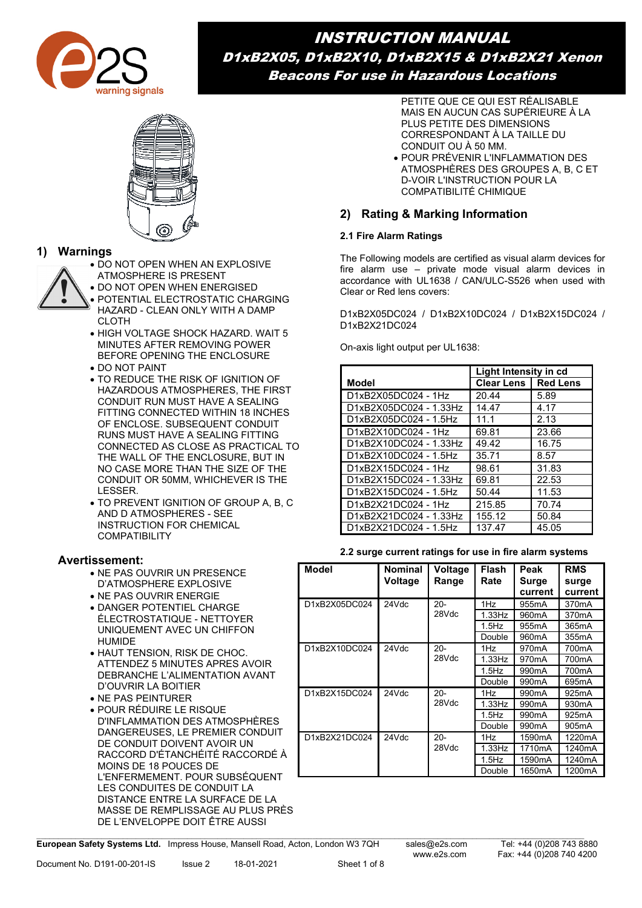# INSTRUCTION MANUAL
## D1xB2X05, D1xB2X10, D1xB2X15 & D1xB2X21 Xenon Beacons For use in Hazardous Locations

## 1) Warnings

- DO NOT OPEN WHEN AN EXPLOSIVE ATMOSPHERE IS PRESENT
- DO NOT OPEN WHEN ENERGISED
- POTENTIAL ELECTROSTATIC CHARGING HAZARD - CLEAN ONLY WITH A DAMP CLOTH
- HIGH VOLTAGE SHOCK HAZARD. WAIT 5 MINUTES AFTER REMOVING POWER BEFORE OPENING THE ENCLOSURE
- DO NOT PAINT
- TO REDUCE THE RISK OF IGNITION OF HAZARDOUS ATMOSPHERES, THE FIRST CONDUIT RUN MUST HAVE A SEALING FITTING CONNECTED WITHIN 18 INCHES OF ENCLOSE. SUBSEQUENT CONDUIT RUNS MUST HAVE A SEALING FITTING CONNECTED AS CLOSE AS PRACTICAL TO THE WALL OF THE ENCLOSURE, BUT IN NO CASE MORE THAN THE SIZE OF THE CONDUIT OR 50MM, WHICHEVER IS THE LESSER.
- TO PREVENT IGNITION OF GROUP A, B, C AND D ATMOSPHERES - SEE INSTRUCTION FOR CHEMICAL COMPATIBILITY

### Avertissement:

- NE PAS OUVRIR UN PRESENCE D'ATMOSPHERE EXPLOSIVE
- NE PAS OUVRIR ENERGIE
- DANGER POTENTIEL CHARGE ÉLECTROSTATIQUE - NETTOYER UNIQUEMENT AVEC UN CHIFFON HUMIDE
- HAUT TENSION, RISK DE CHOC. ATTENDEZ 5 MINUTES APRES AVOIR DEBRANCHE L'ALIMENTATION AVANT D'OUVRIR LA BOITIER
- NE PAS PEINTURER
- POUR RÉDUIRE LE RISQUE D'INFLAMMATION DES ATMOSPHÈRES DANGEREUSES, LE PREMIER CONDUIT DE CONDUIT DOIVENT AVOIR UN RACCORD D'ÉTANCHÉITÉ RACCORDÉ À MOINS DE 18 POUCES DE L'ENFERMEMENT. POUR SUBSÉQUENT LES CONDUITES DE CONDUIT LA DISTANCE ENTRE LA SURFACE DE LA MASSE DE REMPLISSAGE AU PLUS PRÈS DE L'ENVELOPPE DOIT ÊTRE AUSSI PETITE QUE CE QUI EST RÉALISABLE MAIS EN AUCUN CAS SUPÉRIEURE À LA PLUS PETITE DES DIMENSIONS CORRESPONDANT À LA TAILLE DU CONDUIT OU À 50 MM.
- POUR PRÉVENIR L'INFLAMMATION DES ATMOSPHÈRES DES GROUPES A, B, C ET D-VOIR L'INSTRUCTION POUR LA COMPATIBILITÉ CHIMIQUE

## 2) Rating & Marking Information

### 2.1 Fire Alarm Ratings

The Following models are certified as visual alarm devices for fire alarm use – private mode visual alarm devices in accordance with UL1638 / CAN/ULC-S526 when used with Clear or Red lens covers:

D1xB2X05DC024 / D1xB2X10DC024 / D1xB2X15DC024 / D1xB2X21DC024

On-axis light output per UL1638:

| Model | Light Intensity in cd | |
|---|---|---|
| | Clear Lens | Red Lens |
| D1xB2X05DC024 - 1Hz | 20.44 | 5.89 |
| D1xB2X05DC024 - 1.33Hz | 14.47 | 4.17 |
| D1xB2X05DC024 - 1.5Hz | 11.1 | 2.13 |
| D1xB2X10DC024 - 1Hz | 69.81 | 23.66 |
| D1xB2X10DC024 - 1.33Hz | 49.42 | 16.75 |
| D1xB2X10DC024 - 1.5Hz | 35.71 | 8.57 |
| D1xB2X15DC024 - 1Hz | 98.61 | 31.83 |
| D1xB2X15DC024 - 1.33Hz | 69.81 | 22.53 |
| D1xB2X15DC024 - 1.5Hz | 50.44 | 11.53 |
| D1xB2X21DC024 - 1Hz | 215.85 | 70.74 |
| D1xB2X21DC024 - 1.33Hz | 155.12 | 50.84 |
| D1xB2X21DC024 - 1.5Hz | 137.47 | 45.05 |

### 2.2 surge current ratings for use in fire alarm systems

| Model | Nominal Voltage | Voltage Range | Flash Rate | Peak Surge current | RMS surge current |
|---|---|---|---|---|---|
| D1xB2X05DC024 | 24Vdc | 20-28Vdc | 1Hz | 955mA | 370mA |
| | | | 1.33Hz | 960mA | 370mA |
| | | | 1.5Hz | 955mA | 365mA |
| | | | Double | 960mA | 355mA |
| D1xB2X10DC024 | 24Vdc | 20-28Vdc | 1Hz | 970mA | 700mA |
| | | | 1.33Hz | 970mA | 700mA |
| | | | 1.5Hz | 990mA | 700mA |
| | | | Double | 990mA | 695mA |
| D1xB2X15DC024 | 24Vdc | 20-28Vdc | 1Hz | 990mA | 925mA |
| | | | 1.33Hz | 990mA | 930mA |
| | | | 1.5Hz | 990mA | 925mA |
| | | | Double | 990mA | 905mA |
| D1xB2X21DC024 | 24Vdc | 20-28Vdc | 1Hz | 1590mA | 1220mA |
| | | | 1.33Hz | 1710mA | 1240mA |
| | | | 1.5Hz | 1590mA | 1240mA |
| | | | Double | 1650mA | 1200mA |

**European Safety Systems Ltd.** Impress House, Mansell Road, Acton, London W3 7QH sales@e2s.com www.e2s.com Tel: +44 (0)208 743 8880 Fax: +44 (0)208 740 4200

Document No. D191-00-201-IS Issue 2 18-01-2021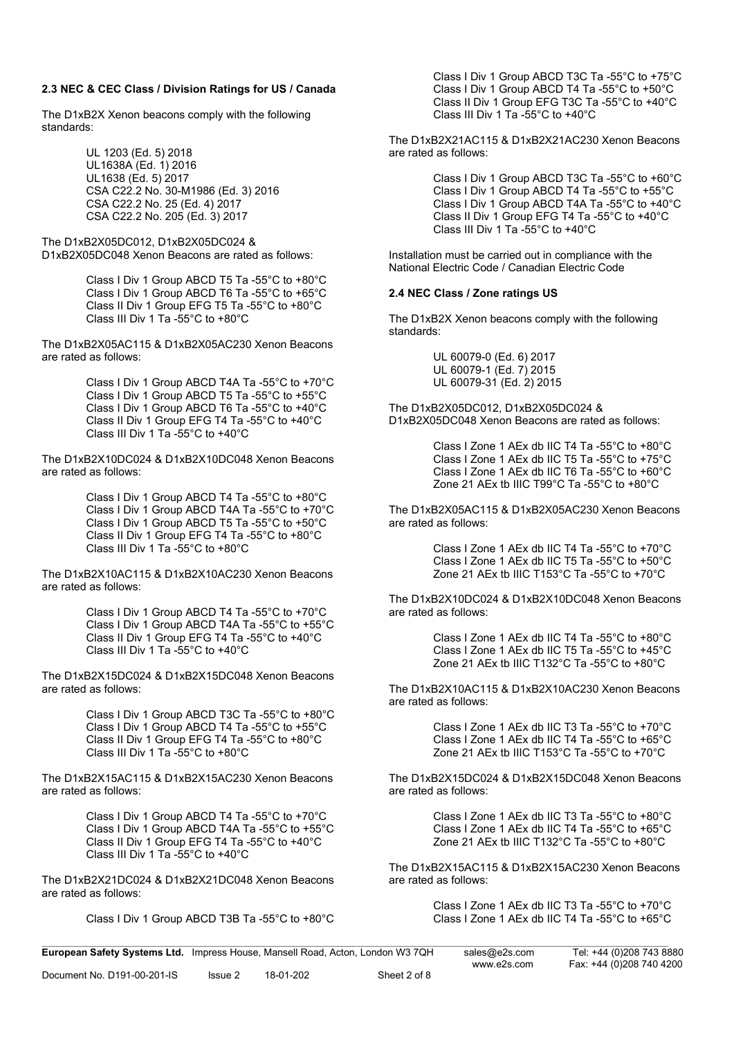### 2.3 NEC & CEC Class / Division Ratings for US / Canada

The D1xB2X Xenon beacons comply with the following standards:

UL 1203 (Ed. 5) 2018
UL1638A (Ed. 1) 2016
UL1638 (Ed. 5) 2017
CSA C22.2 No. 30-M1986 (Ed. 3) 2016
CSA C22.2 No. 25 (Ed. 4) 2017
CSA C22.2 No. 205 (Ed. 3) 2017

The D1xB2X05DC012, D1xB2X05DC024 & D1xB2X05DC048 Xenon Beacons are rated as follows:

Class I Div 1 Group ABCD T5 Ta -55°C to +80°C
Class I Div 1 Group ABCD T6 Ta -55°C to +65°C
Class II Div 1 Group EFG T5 Ta -55°C to +80°C
Class III Div 1 Ta -55°C to +80°C

The D1xB2X05AC115 & D1xB2X05AC230 Xenon Beacons are rated as follows:

Class I Div 1 Group ABCD T4A Ta -55°C to +70°C
Class I Div 1 Group ABCD T5 Ta -55°C to +55°C
Class I Div 1 Group ABCD T6 Ta -55°C to +40°C
Class II Div 1 Group EFG T4 Ta -55°C to +40°C
Class III Div 1 Ta -55°C to +40°C

The D1xB2X10DC024 & D1xB2X10DC048 Xenon Beacons are rated as follows:

Class I Div 1 Group ABCD T4 Ta -55°C to +80°C
Class I Div 1 Group ABCD T4A Ta -55°C to +70°C
Class I Div 1 Group ABCD T5 Ta -55°C to +50°C
Class II Div 1 Group EFG T4 Ta -55°C to +80°C
Class III Div 1 Ta -55°C to +80°C

The D1xB2X10AC115 & D1xB2X10AC230 Xenon Beacons are rated as follows:

Class I Div 1 Group ABCD T4 Ta -55°C to +70°C
Class I Div 1 Group ABCD T4A Ta -55°C to +55°C
Class II Div 1 Group EFG T4 Ta -55°C to +40°C
Class III Div 1 Ta -55°C to +40°C

The D1xB2X15DC024 & D1xB2X15DC048 Xenon Beacons are rated as follows:

Class I Div 1 Group ABCD T3C Ta -55°C to +80°C
Class I Div 1 Group ABCD T4 Ta -55°C to +55°C
Class II Div 1 Group EFG T4 Ta -55°C to +80°C
Class III Div 1 Ta -55°C to +80°C

The D1xB2X15AC115 & D1xB2X15AC230 Xenon Beacons are rated as follows:

Class I Div 1 Group ABCD T4 Ta -55°C to +70°C
Class I Div 1 Group ABCD T4A Ta -55°C to +55°C
Class II Div 1 Group EFG T4 Ta -55°C to +40°C
Class III Div 1 Ta -55°C to +40°C

The D1xB2X21DC024 & D1xB2X21DC048 Xenon Beacons are rated as follows:

Class I Div 1 Group ABCD T3B Ta -55°C to +80°C
Class I Div 1 Group ABCD T3C Ta -55°C to +75°C
Class I Div 1 Group ABCD T4 Ta -55°C to +50°C
Class II Div 1 Group EFG T3C Ta -55°C to +40°C
Class III Div 1 Ta -55°C to +40°C

The D1xB2X21AC115 & D1xB2X21AC230 Xenon Beacons are rated as follows:

Class I Div 1 Group ABCD T3C Ta -55°C to +60°C
Class I Div 1 Group ABCD T4 Ta -55°C to +55°C
Class I Div 1 Group ABCD T4A Ta -55°C to +40°C
Class II Div 1 Group EFG T4 Ta -55°C to +40°C
Class III Div 1 Ta -55°C to +40°C

Installation must be carried out in compliance with the National Electric Code / Canadian Electric Code

### 2.4 NEC Class / Zone ratings US

The D1xB2X Xenon beacons comply with the following standards:

UL 60079-0 (Ed. 6) 2017
UL 60079-1 (Ed. 7) 2015
UL 60079-31 (Ed. 2) 2015

The D1xB2X05DC012, D1xB2X05DC024 & D1xB2X05DC048 Xenon Beacons are rated as follows:

Class I Zone 1 AEx db IIC T4 Ta -55°C to +80°C
Class I Zone 1 AEx db IIC T5 Ta -55°C to +75°C
Class I Zone 1 AEx db IIC T6 Ta -55°C to +60°C
Zone 21 AEx tb IIIC T99°C Ta -55°C to +80°C

The D1xB2X05AC115 & D1xB2X05AC230 Xenon Beacons are rated as follows:

Class I Zone 1 AEx db IIC T4 Ta -55°C to +70°C
Class I Zone 1 AEx db IIC T5 Ta -55°C to +50°C
Zone 21 AEx tb IIIC T153°C Ta -55°C to +70°C

The D1xB2X10DC024 & D1xB2X10DC048 Xenon Beacons are rated as follows:

Class I Zone 1 AEx db IIC T4 Ta -55°C to +80°C
Class I Zone 1 AEx db IIC T5 Ta -55°C to +45°C
Zone 21 AEx tb IIIC T132°C Ta -55°C to +80°C

The D1xB2X10AC115 & D1xB2X10AC230 Xenon Beacons are rated as follows:

Class I Zone 1 AEx db IIC T3 Ta -55°C to +70°C
Class I Zone 1 AEx db IIC T4 Ta -55°C to +65°C
Zone 21 AEx tb IIIC T153°C Ta -55°C to +70°C

The D1xB2X15DC024 & D1xB2X15DC048 Xenon Beacons are rated as follows:

Class I Zone 1 AEx db IIC T3 Ta -55°C to +80°C
Class I Zone 1 AEx db IIC T4 Ta -55°C to +65°C
Zone 21 AEx tb IIIC T132°C Ta -55°C to +80°C

The D1xB2X15AC115 & D1xB2X15AC230 Xenon Beacons are rated as follows:

Class I Zone 1 AEx db IIC T3 Ta -55°C to +70°C
Class I Zone 1 AEx db IIC T4 Ta -55°C to +65°C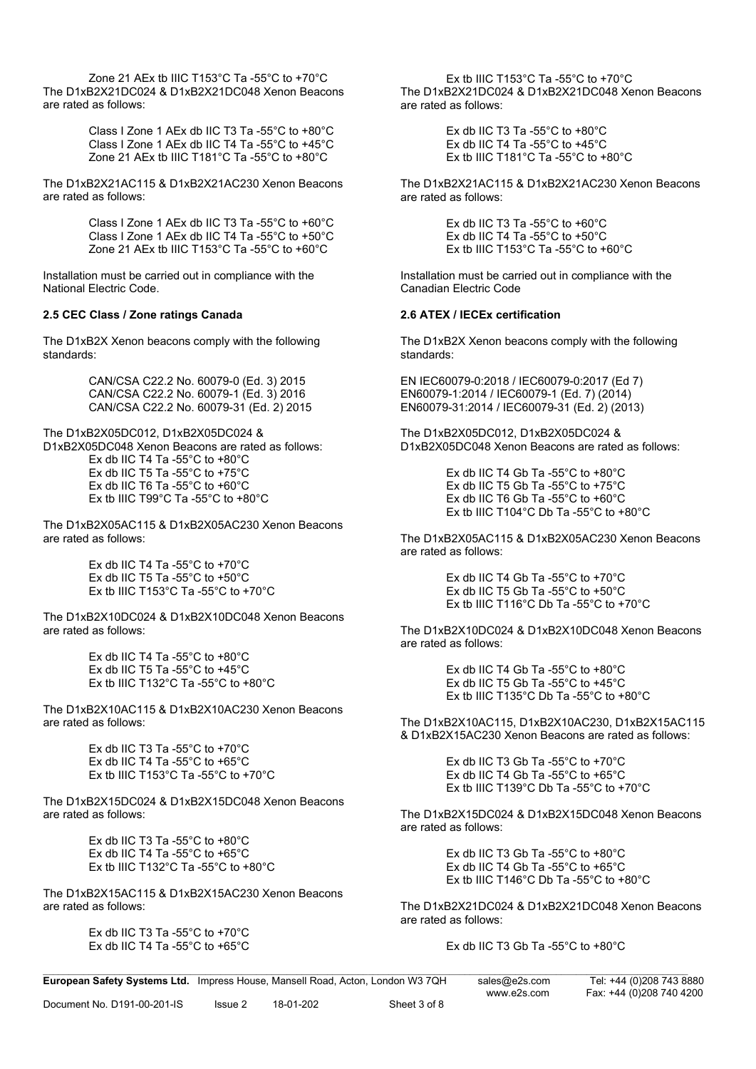Zone 21 AEx tb IIIC T153°C Ta -55°C to +70°C

The D1xB2X21DC024 & D1xB2X21DC048 Xenon Beacons are rated as follows:

Class I Zone 1 AEx db IIC T3 Ta -55°C to +80°C
Class I Zone 1 AEx db IIC T4 Ta -55°C to +45°C
Zone 21 AEx tb IIIC T181°C Ta -55°C to +80°C

The D1xB2X21AC115 & D1xB2X21AC230 Xenon Beacons are rated as follows:

Class I Zone 1 AEx db IIC T3 Ta -55°C to +60°C
Class I Zone 1 AEx db IIC T4 Ta -55°C to +50°C
Zone 21 AEx tb IIIC T153°C Ta -55°C to +60°C

Installation must be carried out in compliance with the National Electric Code.

**2.5 CEC Class / Zone ratings Canada**

The D1xB2X Xenon beacons comply with the following standards:

CAN/CSA C22.2 No. 60079-0 (Ed. 3) 2015
CAN/CSA C22.2 No. 60079-1 (Ed. 3) 2016
CAN/CSA C22.2 No. 60079-31 (Ed. 2) 2015

The D1xB2X05DC012, D1xB2X05DC024 & D1xB2X05DC048 Xenon Beacons are rated as follows:

Ex db IIC T4 Ta -55°C to +80°C
Ex db IIC T5 Ta -55°C to +75°C
Ex db IIC T6 Ta -55°C to +60°C
Ex tb IIIC T99°C Ta -55°C to +80°C

The D1xB2X05AC115 & D1xB2X05AC230 Xenon Beacons are rated as follows:

Ex db IIC T4 Ta -55°C to +70°C
Ex db IIC T5 Ta -55°C to +50°C
Ex tb IIIC T153°C Ta -55°C to +70°C

The D1xB2X10DC024 & D1xB2X10DC048 Xenon Beacons are rated as follows:

Ex db IIC T4 Ta -55°C to +80°C
Ex db IIC T5 Ta -55°C to +45°C
Ex tb IIIC T132°C Ta -55°C to +80°C

The D1xB2X10AC115 & D1xB2X10AC230 Xenon Beacons are rated as follows:

Ex db IIC T3 Ta -55°C to +70°C
Ex db IIC T4 Ta -55°C to +65°C
Ex tb IIIC T153°C Ta -55°C to +70°C

The D1xB2X15DC024 & D1xB2X15DC048 Xenon Beacons are rated as follows:

Ex db IIC T3 Ta -55°C to +80°C
Ex db IIC T4 Ta -55°C to +65°C
Ex tb IIIC T132°C Ta -55°C to +80°C

The D1xB2X15AC115 & D1xB2X15AC230 Xenon Beacons are rated as follows:

Ex db IIC T3 Ta -55°C to +70°C
Ex db IIC T4 Ta -55°C to +65°C
Ex tb IIIC T153°C Ta -55°C to +70°C

The D1xB2X21DC024 & D1xB2X21DC048 Xenon Beacons are rated as follows:

Ex db IIC T3 Ta -55°C to +80°C
Ex db IIC T4 Ta -55°C to +45°C
Ex tb IIIC T181°C Ta -55°C to +80°C

The D1xB2X21AC115 & D1xB2X21AC230 Xenon Beacons are rated as follows:

Ex db IIC T3 Ta -55°C to +60°C
Ex db IIC T4 Ta -55°C to +50°C
Ex tb IIIC T153°C Ta -55°C to +60°C

Installation must be carried out in compliance with the Canadian Electric Code

**2.6 ATEX / IECEx certification**

The D1xB2X Xenon beacons comply with the following standards:

EN IEC60079-0:2018 / IEC60079-0:2017 (Ed 7)
EN60079-1:2014 / IEC60079-1 (Ed. 7) (2014)
EN60079-31:2014 / IEC60079-31 (Ed. 2) (2013)

The D1xB2X05DC012, D1xB2X05DC024 & D1xB2X05DC048 Xenon Beacons are rated as follows:

Ex db IIC T4 Gb Ta -55°C to +80°C
Ex db IIC T5 Gb Ta -55°C to +75°C
Ex db IIC T6 Gb Ta -55°C to +60°C
Ex tb IIIC T104°C Db Ta -55°C to +80°C

The D1xB2X05AC115 & D1xB2X05AC230 Xenon Beacons are rated as follows:

Ex db IIC T4 Gb Ta -55°C to +70°C
Ex db IIC T5 Gb Ta -55°C to +50°C
Ex tb IIIC T116°C Db Ta -55°C to +70°C

The D1xB2X10DC024 & D1xB2X10DC048 Xenon Beacons are rated as follows:

Ex db IIC T4 Gb Ta -55°C to +80°C
Ex db IIC T5 Gb Ta -55°C to +45°C
Ex tb IIIC T135°C Db Ta -55°C to +80°C

The D1xB2X10AC115, D1xB2X10AC230, D1xB2X15AC115 & D1xB2X15AC230 Xenon Beacons are rated as follows:

Ex db IIC T3 Gb Ta -55°C to +70°C
Ex db IIC T4 Gb Ta -55°C to +65°C
Ex tb IIIC T139°C Db Ta -55°C to +70°C

The D1xB2X15DC024 & D1xB2X15DC048 Xenon Beacons are rated as follows:

Ex db IIC T3 Gb Ta -55°C to +80°C
Ex db IIC T4 Gb Ta -55°C to +65°C
Ex tb IIIC T146°C Db Ta -55°C to +80°C

The D1xB2X21DC024 & D1xB2X21DC048 Xenon Beacons are rated as follows:

Ex db IIC T3 Gb Ta -55°C to +80°C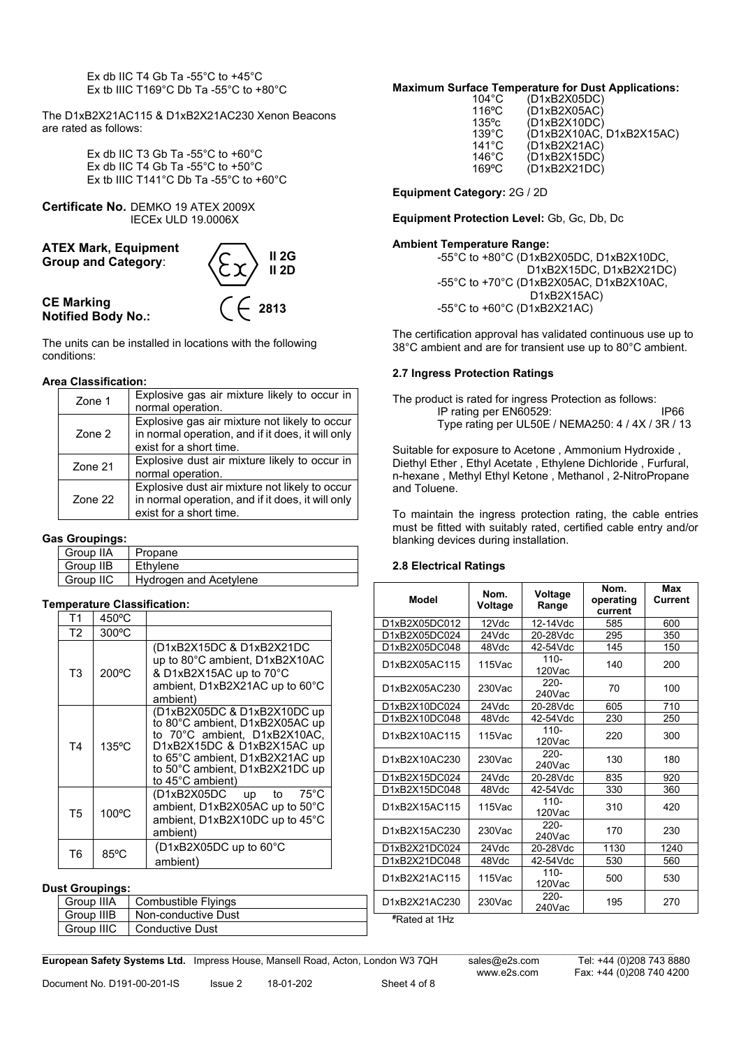Ex db IIC T4 Gb Ta -55°C to +45°C
Ex tb IIIC T169°C Db Ta -55°C to +80°C

The D1xB2X21AC115 & D1xB2X21AC230 Xenon Beacons are rated as follows:

Ex db IIC T3 Gb Ta -55°C to +60°C
Ex db IIC T4 Gb Ta -55°C to +50°C
Ex tb IIIC T141°C Db Ta -55°C to +60°C

**Certificate No.** DEMKO 19 ATEX 2009X
IECEx ULD 19.0006X

**ATEX Mark, Equipment Group and Category**: Ex II 2G II 2D

**CE Marking Notified Body No.:** CE 2813

The units can be installed in locations with the following conditions:

**Area Classification:**

| | |
|---|---|
| Zone 1 | Explosive gas air mixture likely to occur in normal operation. |
| Zone 2 | Explosive gas air mixture not likely to occur in normal operation, and if it does, it will only exist for a short time. |
| Zone 21 | Explosive dust air mixture likely to occur in normal operation. |
| Zone 22 | Explosive dust air mixture not likely to occur in normal operation, and if it does, it will only exist for a short time. |

**Gas Groupings:**

| | |
|---|---|
| Group IIA | Propane |
| Group IIB | Ethylene |
| Group IIC | Hydrogen and Acetylene |

**Temperature Classification:**

| | | |
|---|---|---|
| T1 | 450ºC | |
| T2 | 300ºC | |
| T3 | 200ºC | (D1xB2X15DC & D1xB2X21DC up to 80°C ambient, D1xB2X10AC & D1xB2X15AC up to 70°C ambient, D1xB2X21AC up to 60°C ambient) |
| T4 | 135ºC | (D1xB2X05DC & D1xB2X10DC up to 80°C ambient, D1xB2X05AC up to 70°C ambient, D1xB2X10AC, D1xB2X15DC & D1xB2X15AC up to 65°C ambient, D1xB2X21AC up to 50°C ambient, D1xB2X21DC up to 45°C ambient) |
| T5 | 100ºC | (D1xB2X05DC up to 75°C ambient, D1xB2X05AC up to 50°C ambient, D1xB2X10DC up to 45°C ambient) |
| T6 | 85ºC | (D1xB2X05DC up to 60°C ambient) |

**Dust Groupings:**

| | |
|---|---|
| Group IIIA | Combustible Flyings |
| Group IIIB | Non-conductive Dust |
| Group IIIC | Conductive Dust |

**Maximum Surface Temperature for Dust Applications:**

104°C (D1xB2X05DC)
116ºC (D1xB2X05AC)
135ºc (D1xB2X10DC)
139°C (D1xB2X10AC, D1xB2X15AC)
141°C (D1xB2X21AC)
146°C (D1xB2X15DC)
169ºC (D1xB2X21DC)

**Equipment Category:** 2G / 2D

**Equipment Protection Level:** Gb, Gc, Db, Dc

**Ambient Temperature Range:**

-55°C to +80°C (D1xB2X05DC, D1xB2X10DC, D1xB2X15DC, D1xB2X21DC)
-55°C to +70°C (D1xB2X05AC, D1xB2X10AC, D1xB2X15AC)
-55°C to +60°C (D1xB2X21AC)

The certification approval has validated continuous use up to 38°C ambient and are for transient use up to 80°C ambient.

### 2.7 Ingress Protection Ratings

The product is rated for ingress Protection as follows:
IP rating per EN60529: IP66
Type rating per UL50E / NEMA250: 4 / 4X / 3R / 13

Suitable for exposure to Acetone , Ammonium Hydroxide , Diethyl Ether , Ethyl Acetate , Ethylene Dichloride , Furfural, n-hexane , Methyl Ethyl Ketone , Methanol , 2-NitroPropane and Toluene.

To maintain the ingress protection rating, the cable entries must be fitted with suitably rated, certified cable entry and/or blanking devices during installation.

### 2.8 Electrical Ratings

| Model | Nom. Voltage | Voltage Range | Nom. operating current | Max Current |
|---|---|---|---|---|
| D1xB2X05DC012 | 12Vdc | 12-14Vdc | 585 | 600 |
| D1xB2X05DC024 | 24Vdc | 20-28Vdc | 295 | 350 |
| D1xB2X05DC048 | 48Vdc | 42-54Vdc | 145 | 150 |
| D1xB2X05AC115 | 115Vac | 110-120Vac | 140 | 200 |
| D1xB2X05AC230 | 230Vac | 220-240Vac | 70 | 100 |
| D1xB2X10DC024 | 24Vdc | 20-28Vdc | 605 | 710 |
| D1xB2X10DC048 | 48Vdc | 42-54Vdc | 230 | 250 |
| D1xB2X10AC115 | 115Vac | 110-120Vac | 220 | 300 |
| D1xB2X10AC230 | 230Vac | 220-240Vac | 130 | 180 |
| D1xB2X15DC024 | 24Vdc | 20-28Vdc | 835 | 920 |
| D1xB2X15DC048 | 48Vdc | 42-54Vdc | 330 | 360 |
| D1xB2X15AC115 | 115Vac | 110-120Vac | 310 | 420 |
| D1xB2X15AC230 | 230Vac | 220-240Vac | 170 | 230 |
| D1xB2X21DC024 | 24Vdc | 20-28Vdc | 1130 | 1240 |
| D1xB2X21DC048 | 48Vdc | 42-54Vdc | 530 | 560 |
| D1xB2X21AC115 | 115Vac | 110-120Vac | 500 | 530 |
| D1xB2X21AC230 | 230Vac | 220-240Vac | 195 | 270 |

#Rated at 1Hz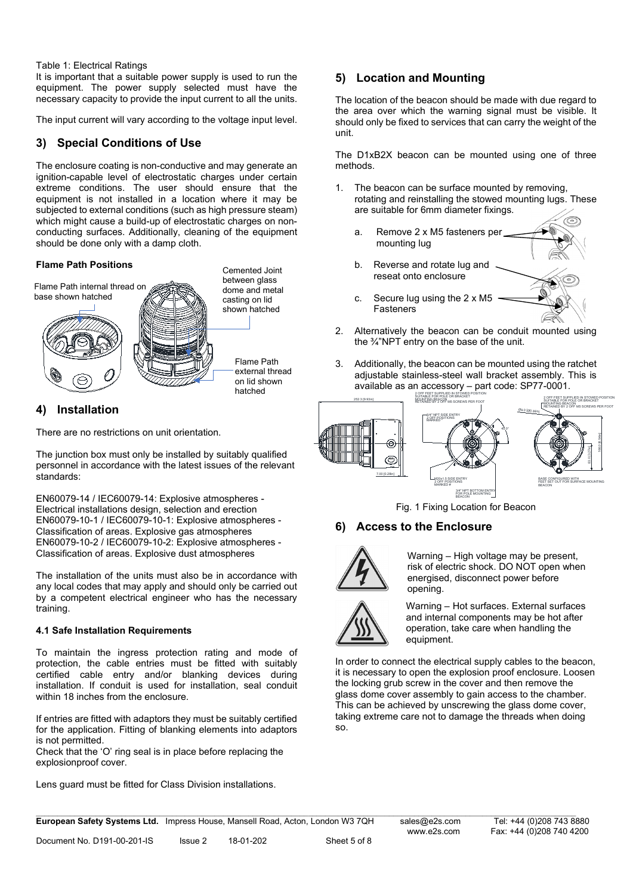Table 1: Electrical Ratings

It is important that a suitable power supply is used to run the equipment. The power supply selected must have the necessary capacity to provide the input current to all the units.

The input current will vary according to the voltage input level.

## 3) Special Conditions of Use

The enclosure coating is non-conductive and may generate an ignition-capable level of electrostatic charges under certain extreme conditions. The user should ensure that the equipment is not installed in a location where it may be subjected to external conditions (such as high pressure steam) which might cause a build-up of electrostatic charges on non-conducting surfaces. Additionally, cleaning of the equipment should be done only with a damp cloth.

**Flame Path Positions**

Flame Path internal thread on base shown hatched

Cemented Joint between glass dome and metal casting on lid shown hatched

Flame Path external thread on lid shown hatched

## 4) Installation

There are no restrictions on unit orientation.

The junction box must only be installed by suitably qualified personnel in accordance with the latest issues of the relevant standards:

EN60079-14 / IEC60079-14: Explosive atmospheres - Electrical installations design, selection and erection
EN60079-10-1 / IEC60079-10-1: Explosive atmospheres - Classification of areas. Explosive gas atmospheres
EN60079-10-2 / IEC60079-10-2: Explosive atmospheres - Classification of areas. Explosive dust atmospheres

The installation of the units must also be in accordance with any local codes that may apply and should only be carried out by a competent electrical engineer who has the necessary training.

**4.1 Safe Installation Requirements**

To maintain the ingress protection rating and mode of protection, the cable entries must be fitted with suitably certified cable entry and/or blanking devices during installation. If conduit is used for installation, seal conduit within 18 inches from the enclosure.

If entries are fitted with adaptors they must be suitably certified for the application. Fitting of blanking elements into adaptors is not permitted.
Check that the 'O' ring seal is in place before replacing the explosionproof cover.

Lens guard must be fitted for Class Division installations.

## 5) Location and Mounting

The location of the beacon should be made with due regard to the area over which the warning signal must be visible. It should only be fixed to services that can carry the weight of the unit.

The D1xB2X beacon can be mounted using one of three methods.

1. The beacon can be surface mounted by removing, rotating and reinstalling the stowed mounting lugs. These are suitable for 6mm diameter fixings.
   a. Remove 2 x M5 fasteners per mounting lug
   b. Reverse and rotate lug and reseat onto enclosure
   c. Secure lug using the 2 x M5 Fasteners
2. Alternatively the beacon can be conduit mounted using the ¾"NPT entry on the base of the unit.
3. Additionally, the beacon can be mounted using the ratchet adjustable stainless-steel wall bracket assembly. This is available as an accessory – part code: SP77-0001.

Fig. 1 Fixing Location for Beacon

## 6) Access to the Enclosure

Warning – High voltage may be present, risk of electric shock. DO NOT open when energised, disconnect power before opening.

Warning – Hot surfaces. External surfaces and internal components may be hot after operation, take care when handling the equipment.

In order to connect the electrical supply cables to the beacon, it is necessary to open the explosion proof enclosure. Loosen the locking grub screw in the cover and then remove the glass dome cover assembly to gain access to the chamber. This can be achieved by unscrewing the glass dome cover, taking extreme care not to damage the threads when doing so.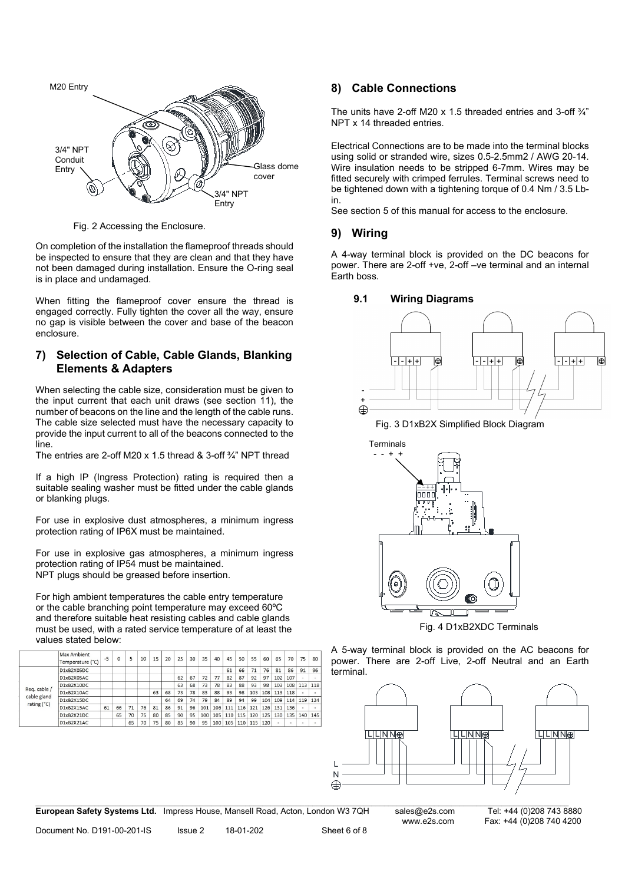Fig. 2 Accessing the Enclosure.

On completion of the installation the flameproof threads should be inspected to ensure that they are clean and that they have not been damaged during installation. Ensure the O-ring seal is in place and undamaged.

When fitting the flameproof cover ensure the thread is engaged correctly. Fully tighten the cover all the way, ensure no gap is visible between the cover and base of the beacon enclosure.

## 7) Selection of Cable, Cable Glands, Blanking Elements & Adapters

When selecting the cable size, consideration must be given to the input current that each unit draws (see section 11), the number of beacons on the line and the length of the cable runs. The cable size selected must have the necessary capacity to provide the input current to all of the beacons connected to the line.

The entries are 2-off M20 x 1.5 thread & 3-off ¾" NPT thread

If a high IP (Ingress Protection) rating is required then a suitable sealing washer must be fitted under the cable glands or blanking plugs.

For use in explosive dust atmospheres, a minimum ingress protection rating of IP6X must be maintained.

For use in explosive gas atmospheres, a minimum ingress protection rating of IP54 must be maintained.
NPT plugs should be greased before insertion.

For high ambient temperatures the cable entry temperature or the cable branching point temperature may exceed 60ºC and therefore suitable heat resisting cables and cable glands must be used, with a rated service temperature of at least the values stated below:

| | Max Ambient Temperature (°C) | -5 | 0 | 5 | 10 | 15 | 20 | 25 | 30 | 35 | 40 | 45 | 50 | 55 | 60 | 65 | 70 | 75 | 80 |
|---|---|---|---|---|---|---|---|---|---|---|---|---|---|---|---|---|---|---|---|
| Req. cable / cable gland rating (°C) | D1xB2X05DC | | | | | | | | | | | 61 | 66 | 71 | 76 | 81 | 86 | 91 | 96 |
| | D1xB2X05AC | | | | | | | 62 | 67 | 72 | 77 | 82 | 87 | 92 | 97 | 102 | 107 | - | - |
| | D1xB2X10DC | | | | | | | 63 | 68 | 73 | 78 | 83 | 88 | 93 | 98 | 103 | 108 | 113 | 118 |
| | D1xB2X10AC | | | | | 63 | 68 | 73 | 78 | 83 | 88 | 93 | 98 | 103 | 108 | 113 | 118 | - | - |
| | D1xB2X15DC | | | | | | 64 | 69 | 74 | 79 | 84 | 89 | 94 | 99 | 104 | 109 | 114 | 119 | 124 |
| | D1xB2X15AC | 61 | 66 | 71 | 76 | 81 | 86 | 91 | 96 | 101 | 106 | 111 | 116 | 121 | 126 | 131 | 136 | - | - |
| | D1xB2X21DC | | 65 | 70 | 75 | 80 | 85 | 90 | 95 | 100 | 105 | 110 | 115 | 120 | 125 | 130 | 135 | 140 | 145 |
| | D1xB2X21AC | | | 65 | 70 | 75 | 80 | 85 | 90 | 95 | 100 | 105 | 110 | 115 | 120 | - | - | - | - |

## 8) Cable Connections

The units have 2-off M20 x 1.5 threaded entries and 3-off ¾" NPT x 14 threaded entries.

Electrical Connections are to be made into the terminal blocks using solid or stranded wire, sizes 0.5-2.5mm2 / AWG 20-14. Wire insulation needs to be stripped 6-7mm. Wires may be fitted securely with crimped ferrules. Terminal screws need to be tightened down with a tightening torque of 0.4 Nm / 3.5 Lb-in.

See section 5 of this manual for access to the enclosure.

## 9) Wiring

A 4-way terminal block is provided on the DC beacons for power. There are 2-off +ve, 2-off –ve terminal and an internal Earth boss.

### 9.1 Wiring Diagrams

Fig. 3 D1xB2X Simplified Block Diagram

Fig. 4 D1xB2XDC Terminals

A 5-way terminal block is provided on the AC beacons for power. There are 2-off Live, 2-off Neutral and an Earth terminal.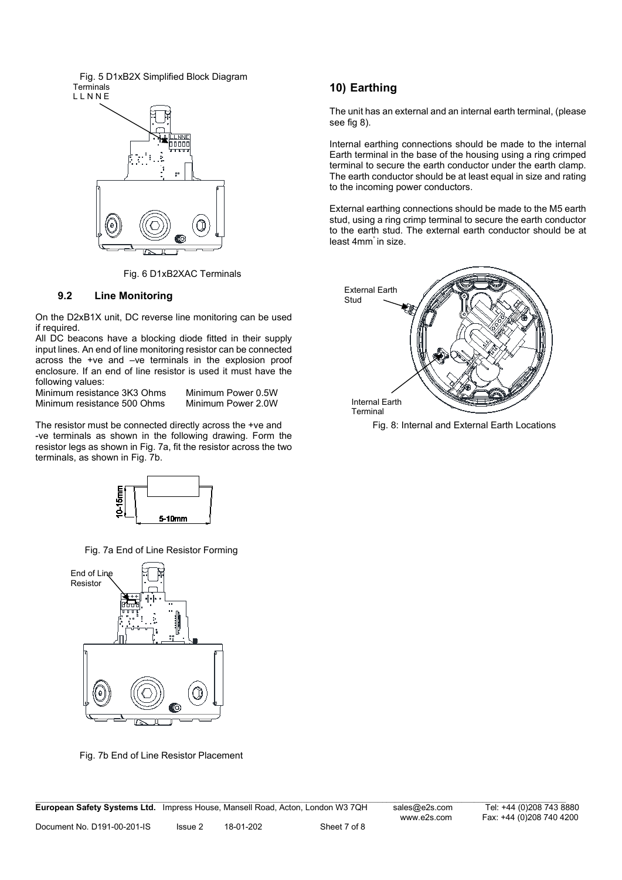Fig. 5 D1xB2X Simplified Block Diagram

Terminals
L L N N E

Fig. 6 D1xB2XAC Terminals

### 9.2 Line Monitoring

On the D2xB1X unit, DC reverse line monitoring can be used if required.

All DC beacons have a blocking diode fitted in their supply input lines. An end of line monitoring resistor can be connected across the +ve and –ve terminals in the explosion proof enclosure. If an end of line resistor is used it must have the following values:

| | |
|---|---|
| Minimum resistance 3K3 Ohms | Minimum Power 0.5W |
| Minimum resistance 500 Ohms | Minimum Power 2.0W |

The resistor must be connected directly across the +ve and -ve terminals as shown in the following drawing. Form the resistor legs as shown in Fig. 7a, fit the resistor across the two terminals, as shown in Fig. 7b.

10-15mm
5-10mm

Fig. 7a End of Line Resistor Forming

End of Line Resistor

Fig. 7b End of Line Resistor Placement

## 10) Earthing

The unit has an external and an internal earth terminal, (please see fig 8).

Internal earthing connections should be made to the internal Earth terminal in the base of the housing using a ring crimped terminal to secure the earth conductor under the earth clamp. The earth conductor should be at least equal in size and rating to the incoming power conductors.

External earthing connections should be made to the M5 earth stud, using a ring crimp terminal to secure the earth conductor to the earth stud. The external earth conductor should be at least 4mm$^2$ in size.

External Earth Stud

Internal Earth Terminal

Fig. 8: Internal and External Earth Locations

**European Safety Systems Ltd.** Impress House, Mansell Road, Acton, London W3 7QH sales@e2s.com www.e2s.com Tel: +44 (0)208 743 8880 Fax: +44 (0)208 740 4200

Document No. D191-00-201-IS Issue 2 18-01-202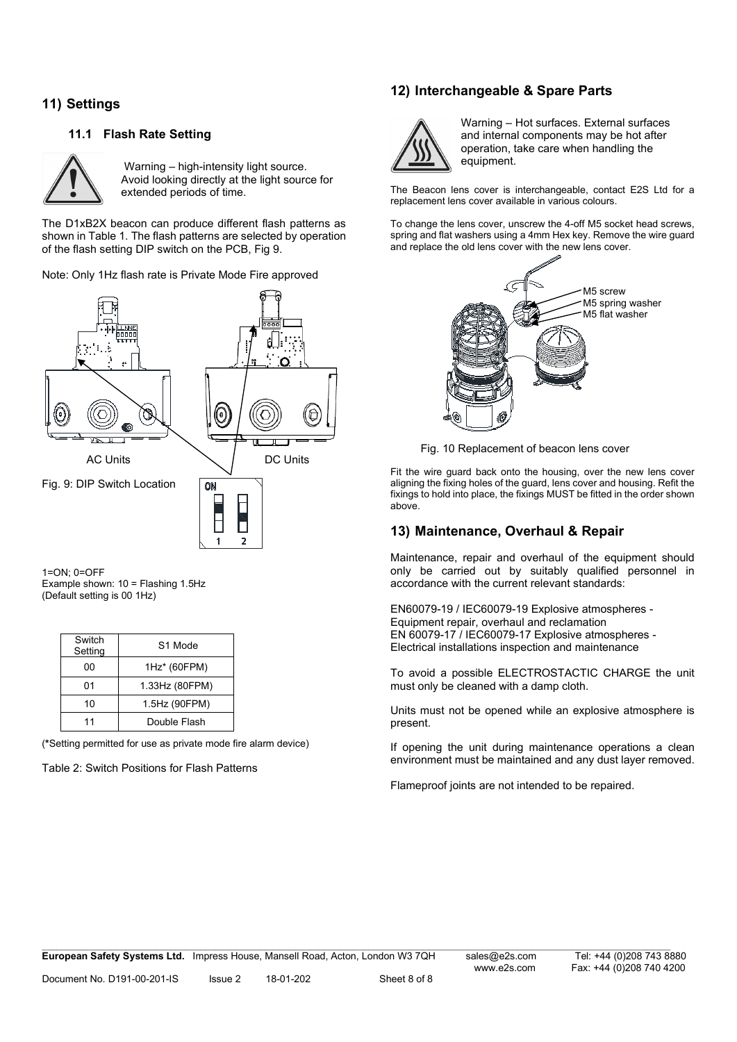## 11) Settings

### 11.1 Flash Rate Setting

Warning – high-intensity light source. Avoid looking directly at the light source for extended periods of time.

The D1xB2X beacon can produce different flash patterns as shown in Table 1. The flash patterns are selected by operation of the flash setting DIP switch on the PCB, Fig 9.

Note: Only 1Hz flash rate is Private Mode Fire approved

AC Units

DC Units

Fig. 9: DIP Switch Location

ON

1 2

1=ON; 0=OFF
Example shown: 10 = Flashing 1.5Hz
(Default setting is 00 1Hz)

| Switch Setting | S1 Mode |
|---|---|
| 00 | 1Hz* (60FPM) |
| 01 | 1.33Hz (80FPM) |
| 10 | 1.5Hz (90FPM) |
| 11 | Double Flash |

(*Setting permitted for use as private mode fire alarm device)

Table 2: Switch Positions for Flash Patterns

## 12) Interchangeable & Spare Parts

Warning – Hot surfaces. External surfaces and internal components may be hot after operation, take care when handling the equipment.

The Beacon lens cover is interchangeable, contact E2S Ltd for a replacement lens cover available in various colours.

To change the lens cover, unscrew the 4-off M5 socket head screws, spring and flat washers using a 4mm Hex key. Remove the wire guard and replace the old lens cover with the new lens cover.

M5 screw
M5 spring washer
M5 flat washer

Fig. 10 Replacement of beacon lens cover

Fit the wire guard back onto the housing, over the new lens cover aligning the fixing holes of the guard, lens cover and housing. Refit the fixings to hold into place, the fixings MUST be fitted in the order shown above.

## 13) Maintenance, Overhaul & Repair

Maintenance, repair and overhaul of the equipment should only be carried out by suitably qualified personnel in accordance with the current relevant standards:

EN60079-19 / IEC60079-19 Explosive atmospheres - Equipment repair, overhaul and reclamation
EN 60079-17 / IEC60079-17 Explosive atmospheres - Electrical installations inspection and maintenance

To avoid a possible ELECTROSTACTIC CHARGE the unit must only be cleaned with a damp cloth.

Units must not be opened while an explosive atmosphere is present.

If opening the unit during maintenance operations a clean environment must be maintained and any dust layer removed.

Flameproof joints are not intended to be repaired.